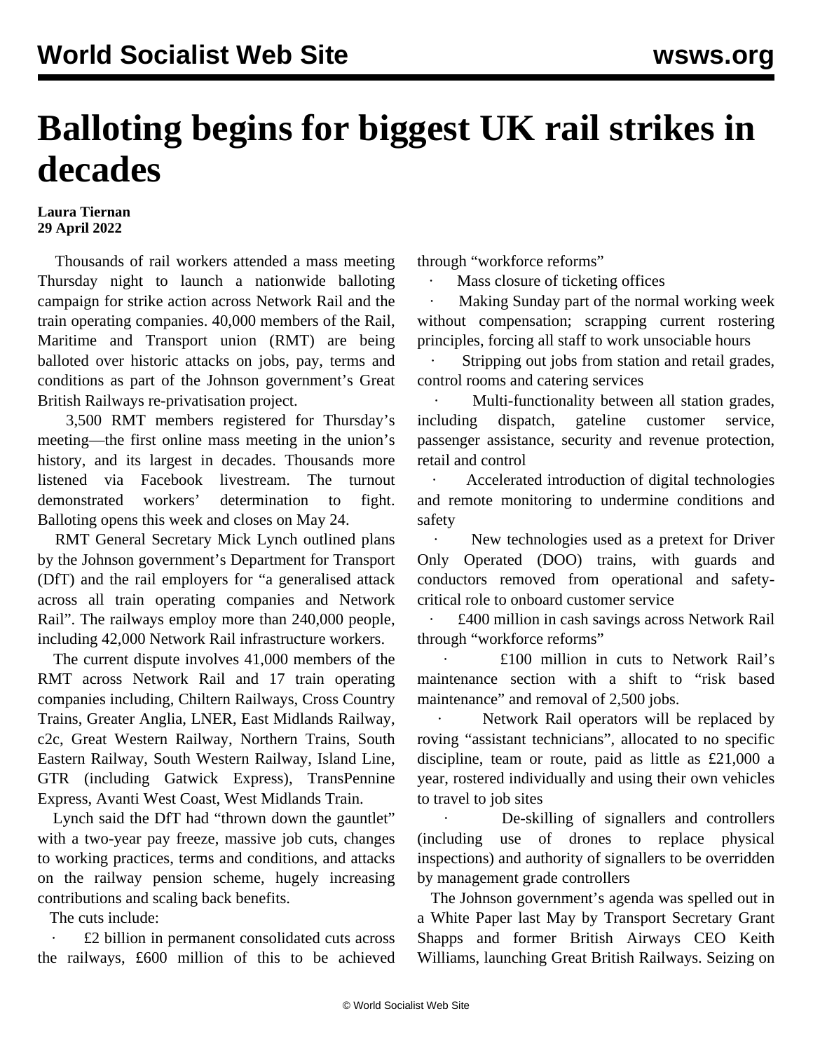# Balloting begins for biggest UK rail strikes in decades

**Laura Tiernan**
**29 April 2022**

Thousands of rail workers attended a mass meeting Thursday night to launch a nationwide balloting campaign for strike action across Network Rail and the train operating companies. 40,000 members of the Rail, Maritime and Transport union (RMT) are being balloted over historic attacks on jobs, pay, terms and conditions as part of the Johnson government's Great British Railways re-privatisation project.

3,500 RMT members registered for Thursday's meeting—the first online mass meeting in the union's history, and its largest in decades. Thousands more listened via Facebook livestream. The turnout demonstrated workers' determination to fight. Balloting opens this week and closes on May 24.

RMT General Secretary Mick Lynch outlined plans by the Johnson government's Department for Transport (DfT) and the rail employers for "a generalised attack across all train operating companies and Network Rail". The railways employ more than 240,000 people, including 42,000 Network Rail infrastructure workers.

The current dispute involves 41,000 members of the RMT across Network Rail and 17 train operating companies including, Chiltern Railways, Cross Country Trains, Greater Anglia, LNER, East Midlands Railway, c2c, Great Western Railway, Northern Trains, South Eastern Railway, South Western Railway, Island Line, GTR (including Gatwick Express), TransPennine Express, Avanti West Coast, West Midlands Train.

Lynch said the DfT had "thrown down the gauntlet" with a two-year pay freeze, massive job cuts, changes to working practices, terms and conditions, and attacks on the railway pension scheme, hugely increasing contributions and scaling back benefits.

The cuts include:

- £2 billion in permanent consolidated cuts across the railways, £600 million of this to be achieved through "workforce reforms"
- Mass closure of ticketing offices
- Making Sunday part of the normal working week without compensation; scrapping current rostering principles, forcing all staff to work unsociable hours
- Stripping out jobs from station and retail grades, control rooms and catering services
- Multi-functionality between all station grades, including dispatch, gateline customer service, passenger assistance, security and revenue protection, retail and control
- Accelerated introduction of digital technologies and remote monitoring to undermine conditions and safety
- New technologies used as a pretext for Driver Only Operated (DOO) trains, with guards and conductors removed from operational and safety-critical role to onboard customer service
- £400 million in cash savings across Network Rail through "workforce reforms"
- £100 million in cuts to Network Rail's maintenance section with a shift to "risk based maintenance" and removal of 2,500 jobs.
- Network Rail operators will be replaced by roving "assistant technicians", allocated to no specific discipline, team or route, paid as little as £21,000 a year, rostered individually and using their own vehicles to travel to job sites
- De-skilling of signallers and controllers (including use of drones to replace physical inspections) and authority of signallers to be overridden by management grade controllers

The Johnson government's agenda was spelled out in a White Paper last May by Transport Secretary Grant Shapps and former British Airways CEO Keith Williams, launching Great British Railways. Seizing on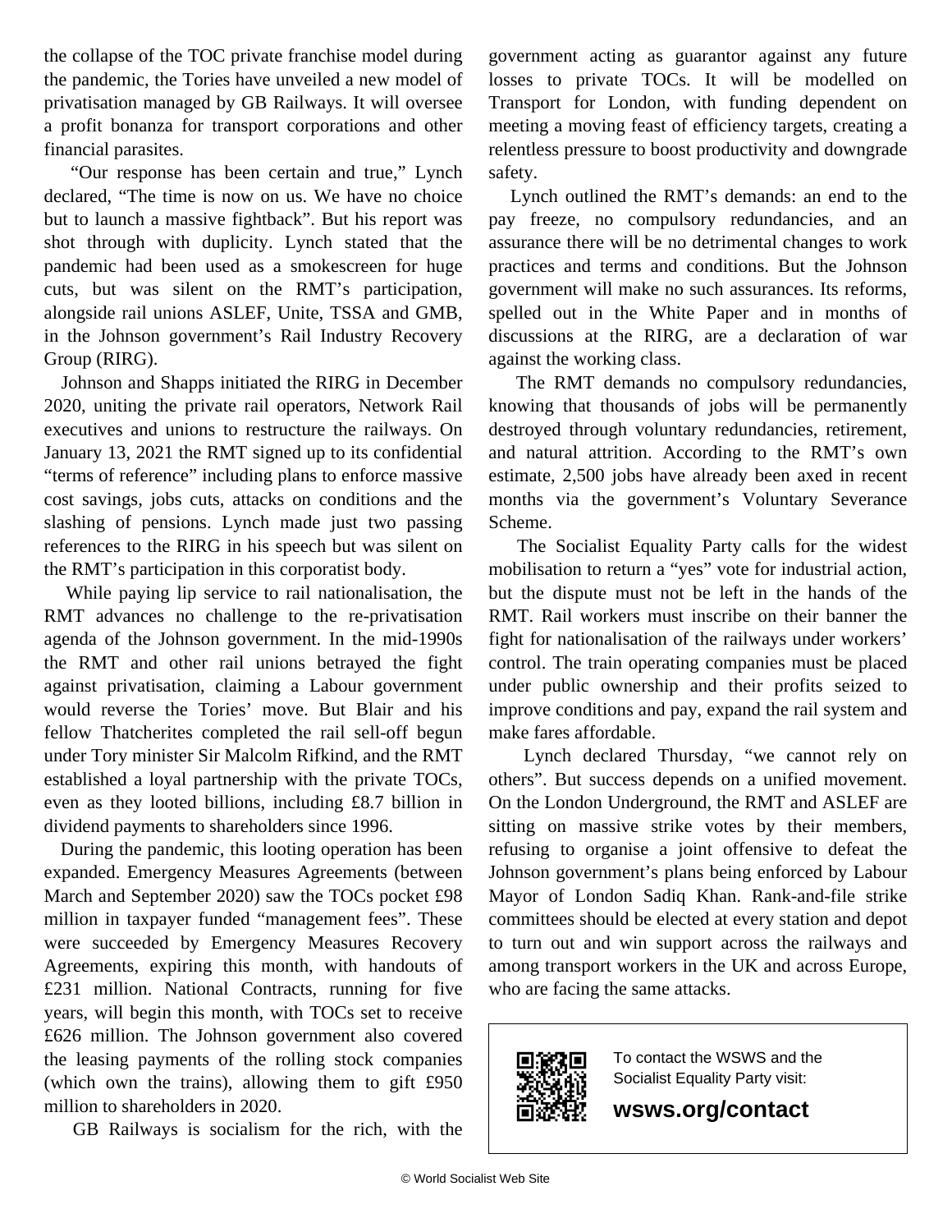the collapse of the TOC private franchise model during the pandemic, the Tories have unveiled a new model of privatisation managed by GB Railways. It will oversee a profit bonanza for transport corporations and other financial parasites.

"Our response has been certain and true," Lynch declared, "The time is now on us. We have no choice but to launch a massive fightback". But his report was shot through with duplicity. Lynch stated that the pandemic had been used as a smokescreen for huge cuts, but was silent on the RMT's participation, alongside rail unions ASLEF, Unite, TSSA and GMB, in the Johnson government's Rail Industry Recovery Group (RIRG).

Johnson and Shapps initiated the RIRG in December 2020, uniting the private rail operators, Network Rail executives and unions to restructure the railways. On January 13, 2021 the RMT signed up to its confidential "terms of reference" including plans to enforce massive cost savings, jobs cuts, attacks on conditions and the slashing of pensions. Lynch made just two passing references to the RIRG in his speech but was silent on the RMT's participation in this corporatist body.

While paying lip service to rail nationalisation, the RMT advances no challenge to the re-privatisation agenda of the Johnson government. In the mid-1990s the RMT and other rail unions betrayed the fight against privatisation, claiming a Labour government would reverse the Tories' move. But Blair and his fellow Thatcherites completed the rail sell-off begun under Tory minister Sir Malcolm Rifkind, and the RMT established a loyal partnership with the private TOCs, even as they looted billions, including £8.7 billion in dividend payments to shareholders since 1996.

During the pandemic, this looting operation has been expanded. Emergency Measures Agreements (between March and September 2020) saw the TOCs pocket £98 million in taxpayer funded "management fees". These were succeeded by Emergency Measures Recovery Agreements, expiring this month, with handouts of £231 million. National Contracts, running for five years, will begin this month, with TOCs set to receive £626 million. The Johnson government also covered the leasing payments of the rolling stock companies (which own the trains), allowing them to gift £950 million to shareholders in 2020.

GB Railways is socialism for the rich, with the government acting as guarantor against any future losses to private TOCs. It will be modelled on Transport for London, with funding dependent on meeting a moving feast of efficiency targets, creating a relentless pressure to boost productivity and downgrade safety.

Lynch outlined the RMT's demands: an end to the pay freeze, no compulsory redundancies, and an assurance there will be no detrimental changes to work practices and terms and conditions. But the Johnson government will make no such assurances. Its reforms, spelled out in the White Paper and in months of discussions at the RIRG, are a declaration of war against the working class.

The RMT demands no compulsory redundancies, knowing that thousands of jobs will be permanently destroyed through voluntary redundancies, retirement, and natural attrition. According to the RMT's own estimate, 2,500 jobs have already been axed in recent months via the government's Voluntary Severance Scheme.

The Socialist Equality Party calls for the widest mobilisation to return a "yes" vote for industrial action, but the dispute must not be left in the hands of the RMT. Rail workers must inscribe on their banner the fight for nationalisation of the railways under workers' control. The train operating companies must be placed under public ownership and their profits seized to improve conditions and pay, expand the rail system and make fares affordable.

Lynch declared Thursday, "we cannot rely on others". But success depends on a unified movement. On the London Underground, the RMT and ASLEF are sitting on massive strike votes by their members, refusing to organise a joint offensive to defeat the Johnson government's plans being enforced by Labour Mayor of London Sadiq Khan. Rank-and-file strike committees should be elected at every station and depot to turn out and win support across the railways and among transport workers in the UK and across Europe, who are facing the same attacks.

To contact the WSWS and the Socialist Equality Party visit:

**wsws.org/contact**